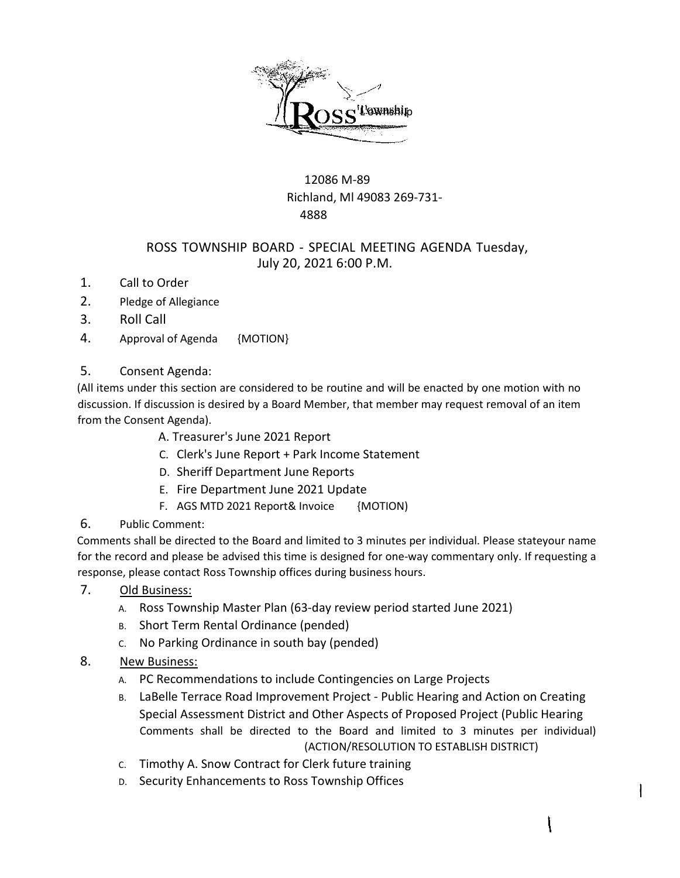Ross Township

12086 M-89
Richland, Ml 49083 269-731-4888

## ROSS TOWNSHIP BOARD - SPECIAL MEETING AGENDA Tuesday, July 20, 2021 6:00 P.M.

1. Call to Order
2. Pledge of Allegiance
3. Roll Call
4. Approval of Agenda {MOTION}
5. Consent Agenda:

(All items under this section are considered to be routine and will be enacted by one motion with no discussion. If discussion is desired by a Board Member, that member may request removal of an item from the Consent Agenda).

   A. Treasurer's June 2021 Report
   C. Clerk's June Report + Park Income Statement
   D. Sheriff Department June Reports
   E. Fire Department June 2021 Update
   F. AGS MTD 2021 Report& Invoice {MOTION)

6. Public Comment:

Comments shall be directed to the Board and limited to 3 minutes per individual. Please stateyour name for the record and please be advised this time is designed for one-way commentary only. If requesting a response, please contact Ross Township offices during business hours.

7. Old Business:
   A. Ross Township Master Plan (63-day review period started June 2021)
   B. Short Term Rental Ordinance (pended)
   C. No Parking Ordinance in south bay (pended)
8. New Business:
   A. PC Recommendations to include Contingencies on Large Projects
   B. LaBelle Terrace Road Improvement Project - Public Hearing and Action on Creating Special Assessment District and Other Aspects of Proposed Project (Public Hearing Comments shall be directed to the Board and limited to 3 minutes per individual) (ACTION/RESOLUTION TO ESTABLISH DISTRICT)
   C. Timothy A. Snow Contract for Clerk future training
   D. Security Enhancements to Ross Township Offices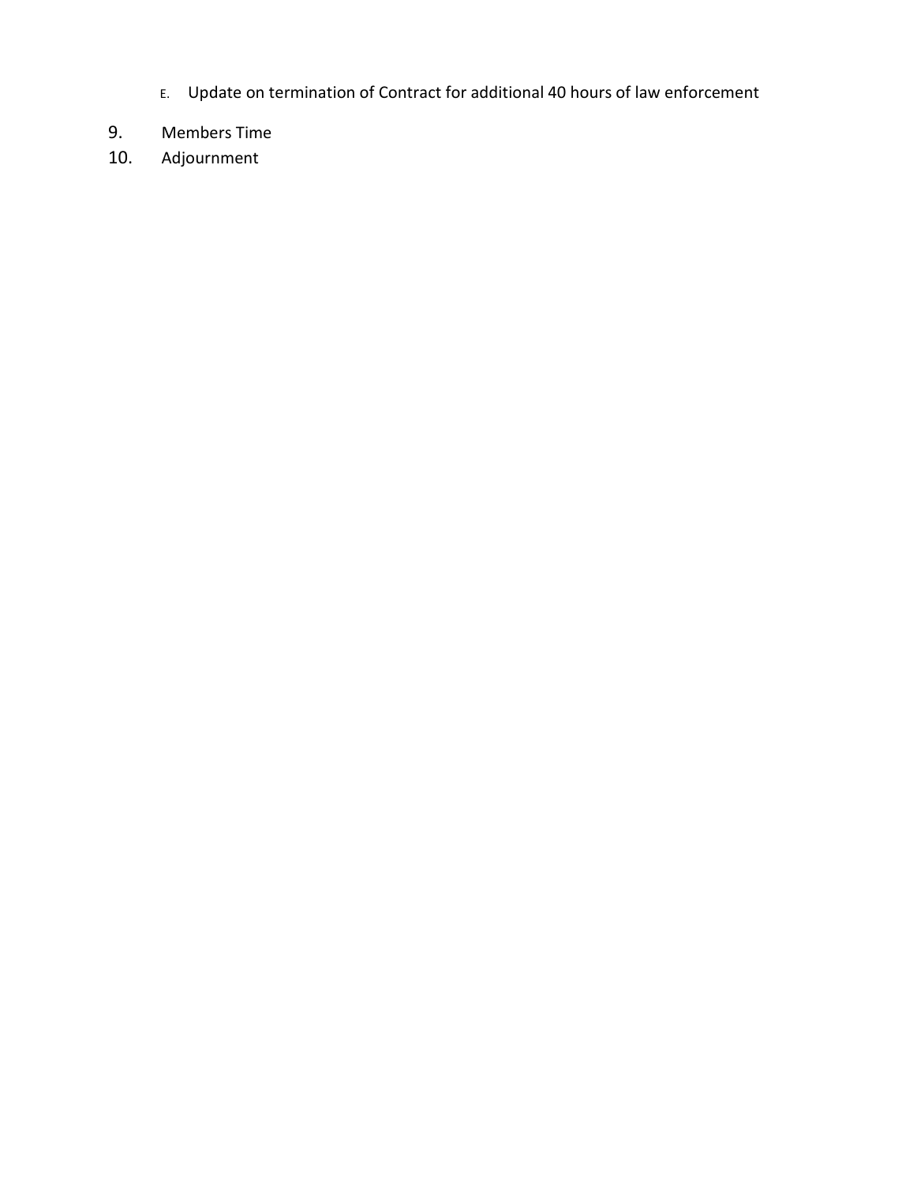E. Update on termination of Contract for additional 40 hours of law enforcement

9. Members Time
10. Adjournment